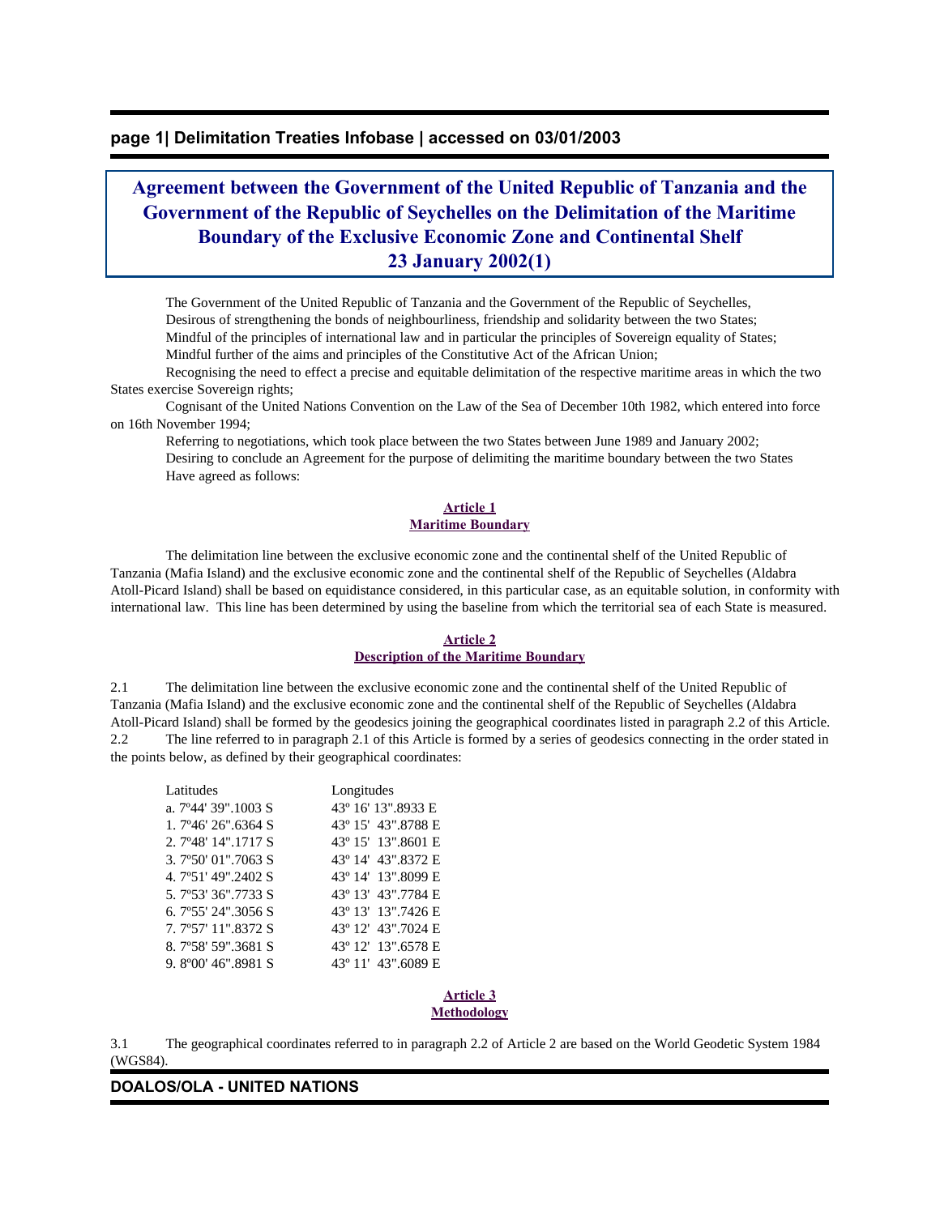# Agreement between the Government of the United Republic of Tanzania and the Government of the Republic of Seychelles on the Delimitation of the Maritime Boundary of the Exclusive Economic Zone and Continental Shelf 23 January 2002(1)

The Government of the United Republic of Tanzania and the Government of the Republic of Seychelles,

Desirous of strengthening the bonds of neighbourliness, friendship and solidarity between the two States;

Mindful of the principles of international law and in particular the principles of Sovereign equality of States;

Mindful further of the aims and principles of the Constitutive Act of the African Union;

Recognising the need to effect a precise and equitable delimitation of the respective maritime areas in which the two States exercise Sovereign rights;

Cognisant of the United Nations Convention on the Law of the Sea of December 10th 1982, which entered into force on 16th November 1994;

Referring to negotiations, which took place between the two States between June 1989 and January 2002;

Desiring to conclude an Agreement for the purpose of delimiting the maritime boundary between the two States

Have agreed as follows:

## Article 1
## Maritime Boundary

The delimitation line between the exclusive economic zone and the continental shelf of the United Republic of Tanzania (Mafia Island) and the exclusive economic zone and the continental shelf of the Republic of Seychelles (Aldabra Atoll-Picard Island) shall be based on equidistance considered, in this particular case, as an equitable solution, in conformity with international law. This line has been determined by using the baseline from which the territorial sea of each State is measured.

## Article 2
## Description of the Maritime Boundary

2.1 The delimitation line between the exclusive economic zone and the continental shelf of the United Republic of Tanzania (Mafia Island) and the exclusive economic zone and the continental shelf of the Republic of Seychelles (Aldabra Atoll-Picard Island) shall be formed by the geodesics joining the geographical coordinates listed in paragraph 2.2 of this Article.

2.2 The line referred to in paragraph 2.1 of this Article is formed by a series of geodesics connecting in the order stated in the points below, as defined by their geographical coordinates:

| Latitudes | Longitudes |
|---|---|
| a. 7º44' 39".1003 S | 43º 16' 13".8933 E |
| 1. 7º46' 26".6364 S | 43º 15' 43".8788 E |
| 2. 7º48' 14".1717 S | 43º 15' 13".8601 E |
| 3. 7º50' 01".7063 S | 43º 14' 43".8372 E |
| 4. 7º51' 49".2402 S | 43º 14' 13".8099 E |
| 5. 7º53' 36".7733 S | 43º 13' 43".7784 E |
| 6. 7º55' 24".3056 S | 43º 13' 13".7426 E |
| 7. 7º57' 11".8372 S | 43º 12' 43".7024 E |
| 8. 7º58' 59".3681 S | 43º 12' 13".6578 E |
| 9. 8º00' 46".8981 S | 43º 11' 43".6089 E |

## Article 3
## Methodology

3.1 The geographical coordinates referred to in paragraph 2.2 of Article 2 are based on the World Geodetic System 1984 (WGS84).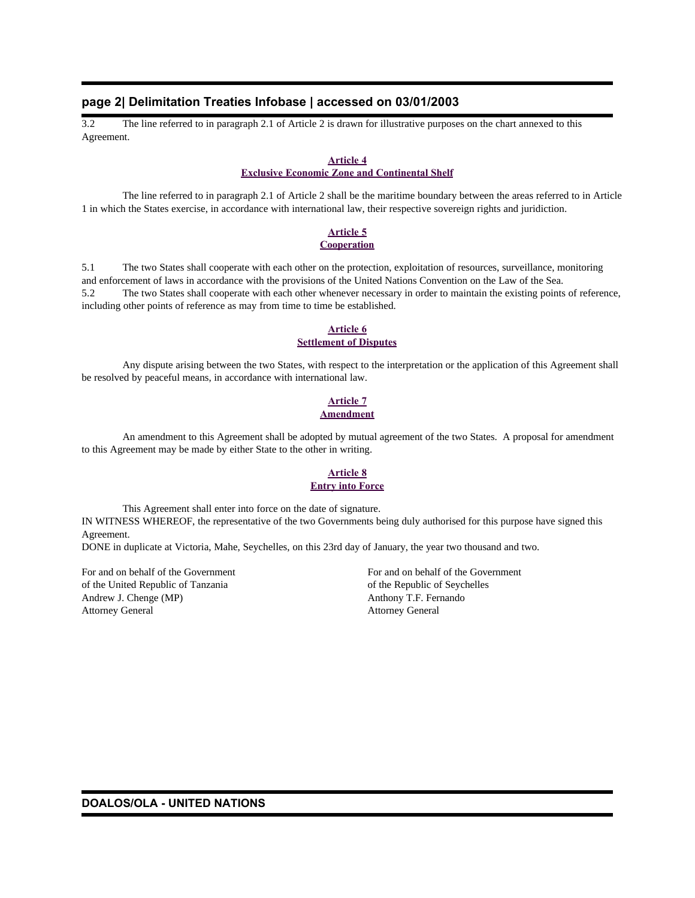3.2 The line referred to in paragraph 2.1 of Article 2 is drawn for illustrative purposes on the chart annexed to this Agreement.

**Article 4**
**Exclusive Economic Zone and Continental Shelf**

The line referred to in paragraph 2.1 of Article 2 shall be the maritime boundary between the areas referred to in Article 1 in which the States exercise, in accordance with international law, their respective sovereign rights and juridiction.

**Article 5**
**Cooperation**

5.1 The two States shall cooperate with each other on the protection, exploitation of resources, surveillance, monitoring and enforcement of laws in accordance with the provisions of the United Nations Convention on the Law of the Sea.
5.2 The two States shall cooperate with each other whenever necessary in order to maintain the existing points of reference, including other points of reference as may from time to time be established.

**Article 6**
**Settlement of Disputes**

Any dispute arising between the two States, with respect to the interpretation or the application of this Agreement shall be resolved by peaceful means, in accordance with international law.

**Article 7**
**Amendment**

An amendment to this Agreement shall be adopted by mutual agreement of the two States. A proposal for amendment to this Agreement may be made by either State to the other in writing.

**Article 8**
**Entry into Force**

This Agreement shall enter into force on the date of signature.
IN WITNESS WHEREOF, the representative of the two Governments being duly authorised for this purpose have signed this Agreement.
DONE in duplicate at Victoria, Mahe, Seychelles, on this 23rd day of January, the year two thousand and two.

For and on behalf of the Government
of the United Republic of Tanzania
Andrew J. Chenge (MP)
Attorney General

For and on behalf of the Government
of the Republic of Seychelles
Anthony T.F. Fernando
Attorney General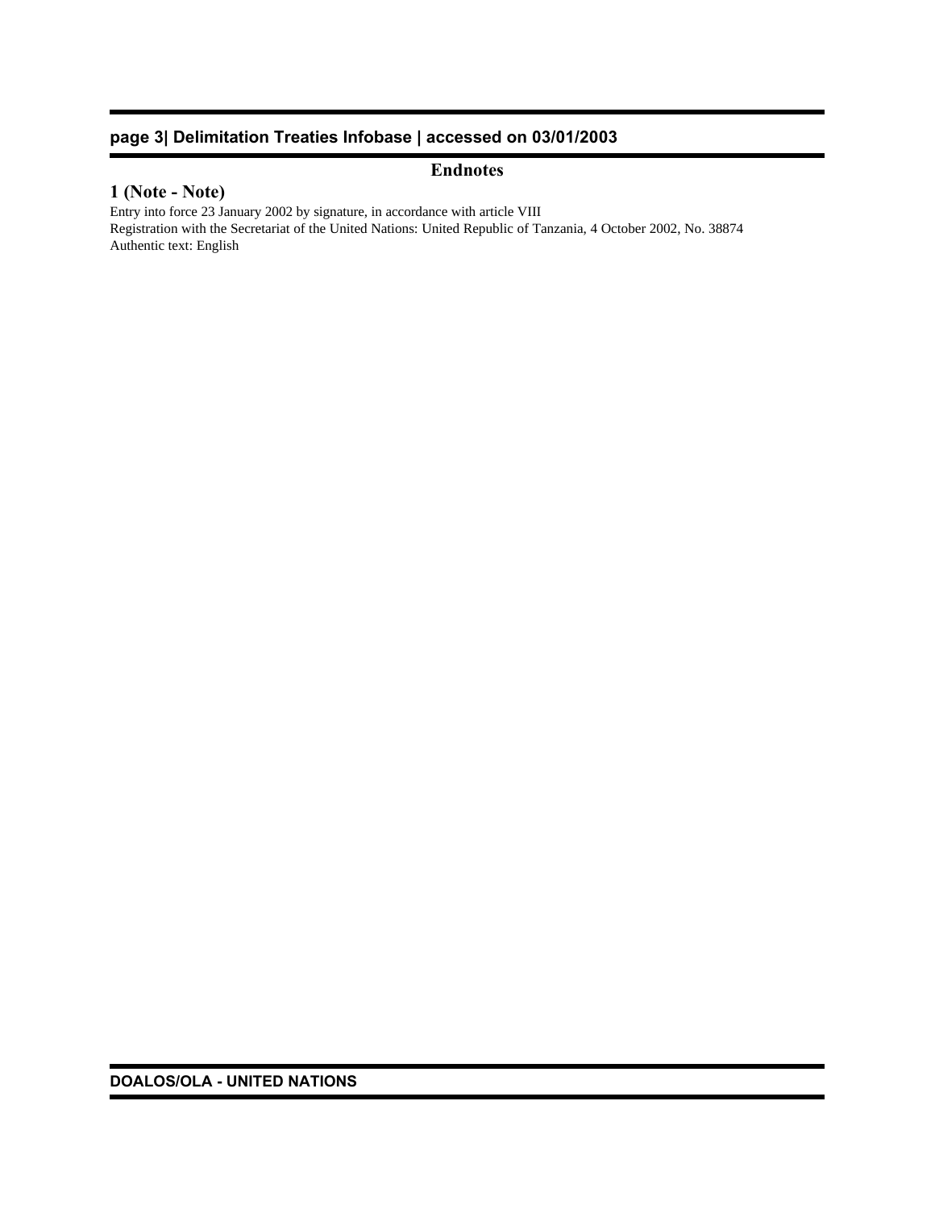## Endnotes

### 1 (Note - Note)

Entry into force 23 January 2002 by signature, in accordance with article VIII
Registration with the Secretariat of the United Nations: United Republic of Tanzania, 4 October 2002, No. 38874
Authentic text: English